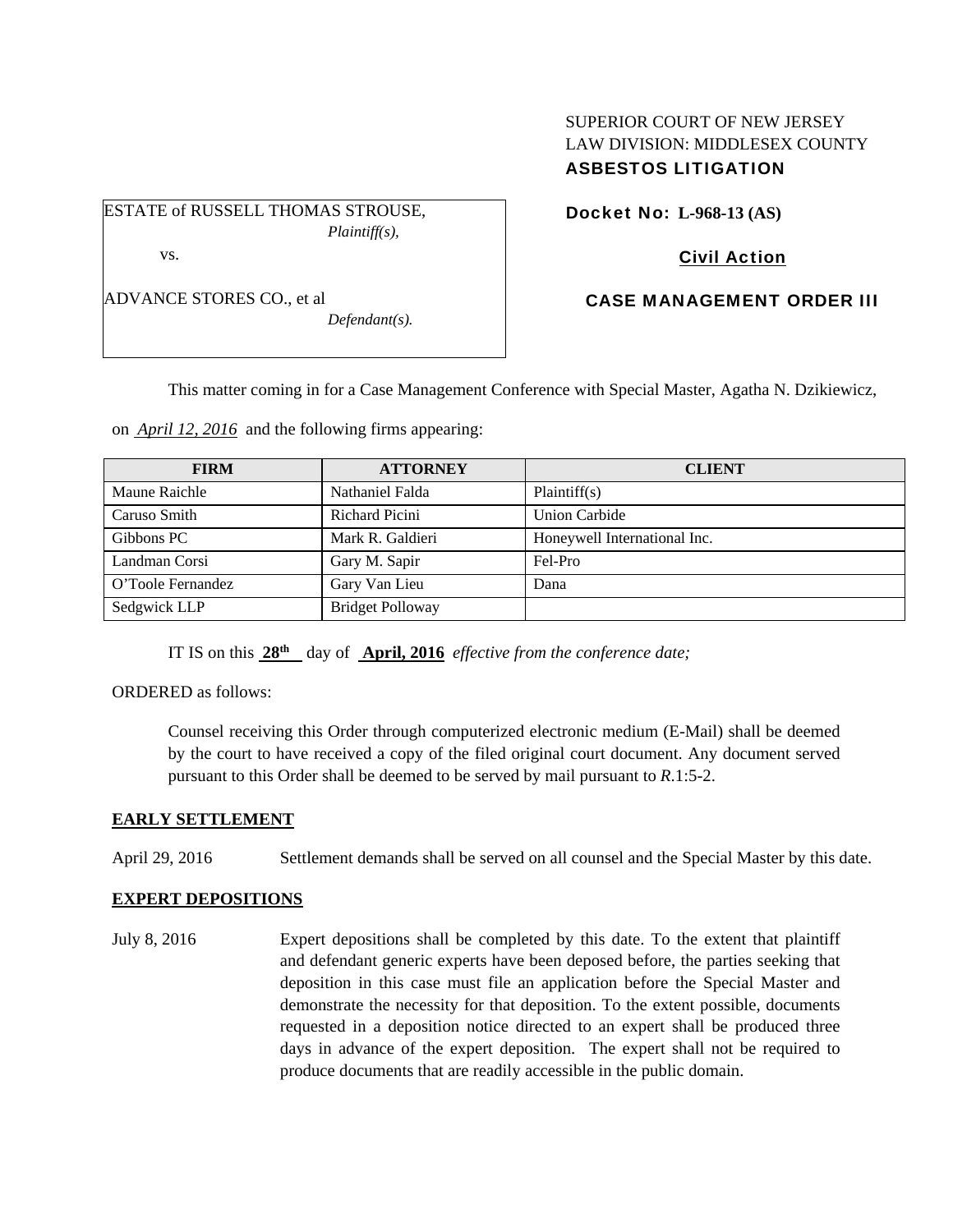SUPERIOR COURT OF NEW JERSEY
LAW DIVISION: MIDDLESEX COUNTY
**ASBESTOS LITIGATION**

ESTATE of RUSSELL THOMAS STROUSE,
*Plaintiff(s),*

vs.

ADVANCE STORES CO., et al
*Defendant(s).*

**Docket No: L-968-13 (AS)**

**Civil Action**

**CASE MANAGEMENT ORDER III**

This matter coming in for a Case Management Conference with Special Master, Agatha N. Dzikiewicz, on *April 12, 2016* and the following firms appearing:

| FIRM | ATTORNEY | CLIENT |
|---|---|---|
| Maune Raichle | Nathaniel Falda | Plaintiff(s) |
| Caruso Smith | Richard Picini | Union Carbide |
| Gibbons PC | Mark R. Galdieri | Honeywell International Inc. |
| Landman Corsi | Gary M. Sapir | Fel-Pro |
| O'Toole Fernandez | Gary Van Lieu | Dana |
| Sedgwick LLP | Bridget Polloway | |

IT IS on this **28th** day of **April, 2016** *effective from the conference date;*

ORDERED as follows:

Counsel receiving this Order through computerized electronic medium (E-Mail) shall be deemed by the court to have received a copy of the filed original court document. Any document served pursuant to this Order shall be deemed to be served by mail pursuant to *R*.1:5-2.

**EARLY SETTLEMENT**

April 29, 2016 Settlement demands shall be served on all counsel and the Special Master by this date.

**EXPERT DEPOSITIONS**

July 8, 2016 Expert depositions shall be completed by this date. To the extent that plaintiff and defendant generic experts have been deposed before, the parties seeking that deposition in this case must file an application before the Special Master and demonstrate the necessity for that deposition. To the extent possible, documents requested in a deposition notice directed to an expert shall be produced three days in advance of the expert deposition. The expert shall not be required to produce documents that are readily accessible in the public domain.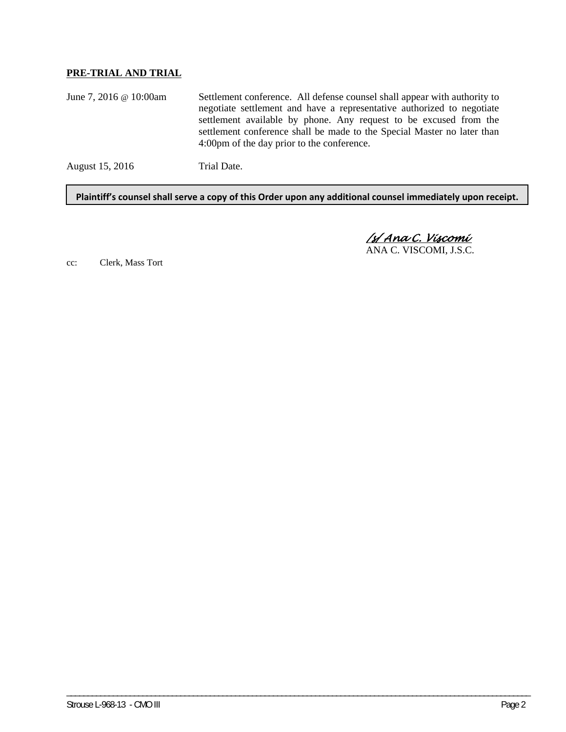**PRE-TRIAL AND TRIAL**

| | |
|---|---|
| June 7, 2016 @ 10:00am | Settlement conference. All defense counsel shall appear with authority to negotiate settlement and have a representative authorized to negotiate settlement available by phone. Any request to be excused from the settlement conference shall be made to the Special Master no later than 4:00pm of the day prior to the conference. |
| August 15, 2016 | Trial Date. |

**Plaintiff's counsel shall serve a copy of this Order upon any additional counsel immediately upon receipt.**

/s/ Ana C. Viscomi
ANA C. VISCOMI, J.S.C.

cc: Clerk, Mass Tort